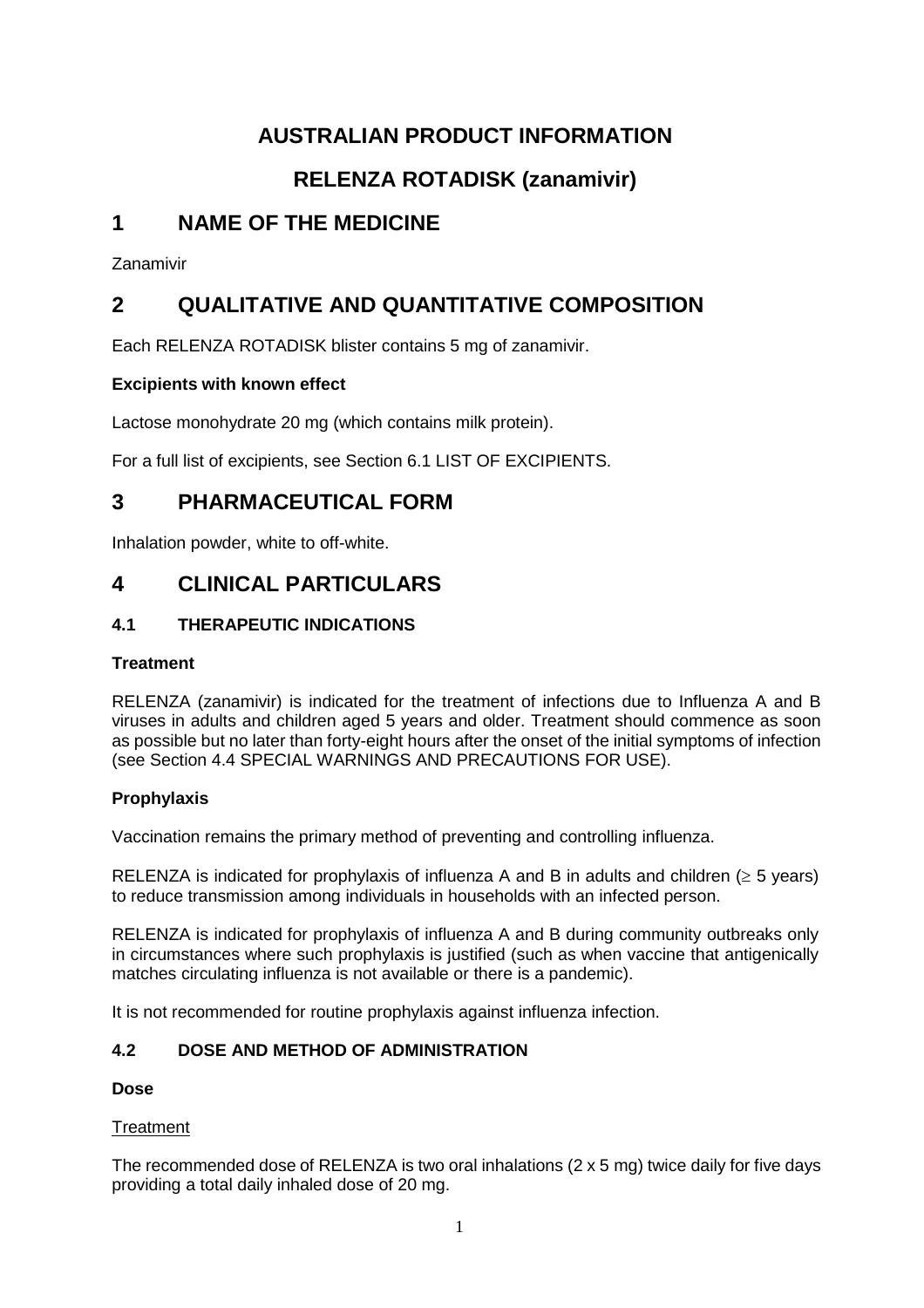# AUSTRALIAN PRODUCT INFORMATION

# RELENZA ROTADISK (zanamivir)

## 1 NAME OF THE MEDICINE

Zanamivir

## 2 QUALITATIVE AND QUANTITATIVE COMPOSITION

Each RELENZA ROTADISK blister contains 5 mg of zanamivir.

**Excipients with known effect**

Lactose monohydrate 20 mg (which contains milk protein).

For a full list of excipients, see Section 6.1 LIST OF EXCIPIENTS.

## 3 PHARMACEUTICAL FORM

Inhalation powder, white to off-white.

## 4 CLINICAL PARTICULARS

### 4.1 THERAPEUTIC INDICATIONS

**Treatment**

RELENZA (zanamivir) is indicated for the treatment of infections due to Influenza A and B viruses in adults and children aged 5 years and older. Treatment should commence as soon as possible but no later than forty-eight hours after the onset of the initial symptoms of infection (see Section 4.4 SPECIAL WARNINGS AND PRECAUTIONS FOR USE).

**Prophylaxis**

Vaccination remains the primary method of preventing and controlling influenza.

RELENZA is indicated for prophylaxis of influenza A and B in adults and children ($\geq$ 5 years) to reduce transmission among individuals in households with an infected person.

RELENZA is indicated for prophylaxis of influenza A and B during community outbreaks only in circumstances where such prophylaxis is justified (such as when vaccine that antigenically matches circulating influenza is not available or there is a pandemic).

It is not recommended for routine prophylaxis against influenza infection.

### 4.2 DOSE AND METHOD OF ADMINISTRATION

**Dose**

<u>Treatment</u>

The recommended dose of RELENZA is two oral inhalations (2 x 5 mg) twice daily for five days providing a total daily inhaled dose of 20 mg.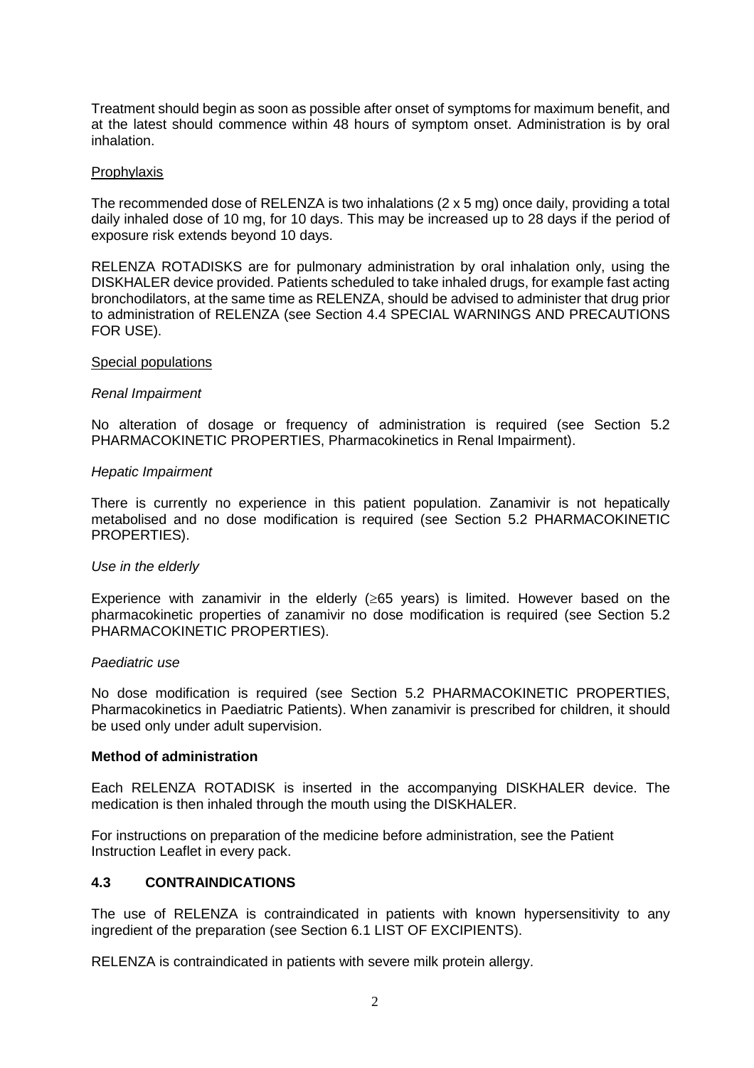Treatment should begin as soon as possible after onset of symptoms for maximum benefit, and at the latest should commence within 48 hours of symptom onset. Administration is by oral inhalation.

<u>Prophylaxis</u>

The recommended dose of RELENZA is two inhalations (2 x 5 mg) once daily, providing a total daily inhaled dose of 10 mg, for 10 days. This may be increased up to 28 days if the period of exposure risk extends beyond 10 days.

RELENZA ROTADISKS are for pulmonary administration by oral inhalation only, using the DISKHALER device provided. Patients scheduled to take inhaled drugs, for example fast acting bronchodilators, at the same time as RELENZA, should be advised to administer that drug prior to administration of RELENZA (see Section 4.4 SPECIAL WARNINGS AND PRECAUTIONS FOR USE).

<u>Special populations</u>

*Renal Impairment*

No alteration of dosage or frequency of administration is required (see Section 5.2 PHARMACOKINETIC PROPERTIES, Pharmacokinetics in Renal Impairment).

*Hepatic Impairment*

There is currently no experience in this patient population. Zanamivir is not hepatically metabolised and no dose modification is required (see Section 5.2 PHARMACOKINETIC PROPERTIES).

*Use in the elderly*

Experience with zanamivir in the elderly ($\geq$65 years) is limited. However based on the pharmacokinetic properties of zanamivir no dose modification is required (see Section 5.2 PHARMACOKINETIC PROPERTIES).

*Paediatric use*

No dose modification is required (see Section 5.2 PHARMACOKINETIC PROPERTIES, Pharmacokinetics in Paediatric Patients). When zanamivir is prescribed for children, it should be used only under adult supervision.

**Method of administration**

Each RELENZA ROTADISK is inserted in the accompanying DISKHALER device. The medication is then inhaled through the mouth using the DISKHALER.

For instructions on preparation of the medicine before administration, see the Patient Instruction Leaflet in every pack.

## 4.3 CONTRAINDICATIONS

The use of RELENZA is contraindicated in patients with known hypersensitivity to any ingredient of the preparation (see Section 6.1 LIST OF EXCIPIENTS).

RELENZA is contraindicated in patients with severe milk protein allergy.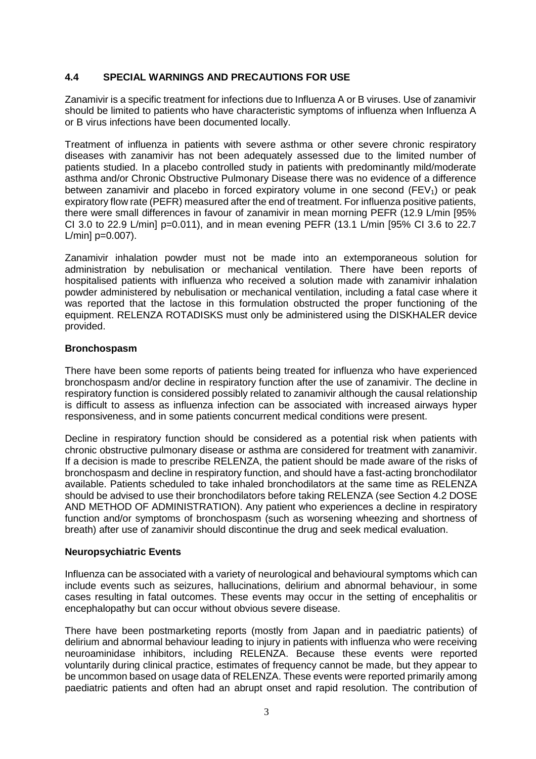## 4.4 SPECIAL WARNINGS AND PRECAUTIONS FOR USE

Zanamivir is a specific treatment for infections due to Influenza A or B viruses. Use of zanamivir should be limited to patients who have characteristic symptoms of influenza when Influenza A or B virus infections have been documented locally.

Treatment of influenza in patients with severe asthma or other severe chronic respiratory diseases with zanamivir has not been adequately assessed due to the limited number of patients studied. In a placebo controlled study in patients with predominantly mild/moderate asthma and/or Chronic Obstructive Pulmonary Disease there was no evidence of a difference between zanamivir and placebo in forced expiratory volume in one second ($FEV_1$) or peak expiratory flow rate (PEFR) measured after the end of treatment. For influenza positive patients, there were small differences in favour of zanamivir in mean morning PEFR (12.9 L/min [95% CI 3.0 to 22.9 L/min] p=0.011), and in mean evening PEFR (13.1 L/min [95% CI 3.6 to 22.7 L/min] p=0.007).

Zanamivir inhalation powder must not be made into an extemporaneous solution for administration by nebulisation or mechanical ventilation. There have been reports of hospitalised patients with influenza who received a solution made with zanamivir inhalation powder administered by nebulisation or mechanical ventilation, including a fatal case where it was reported that the lactose in this formulation obstructed the proper functioning of the equipment. RELENZA ROTADISKS must only be administered using the DISKHALER device provided.

### Bronchospasm

There have been some reports of patients being treated for influenza who have experienced bronchospasm and/or decline in respiratory function after the use of zanamivir. The decline in respiratory function is considered possibly related to zanamivir although the causal relationship is difficult to assess as influenza infection can be associated with increased airways hyper responsiveness, and in some patients concurrent medical conditions were present.

Decline in respiratory function should be considered as a potential risk when patients with chronic obstructive pulmonary disease or asthma are considered for treatment with zanamivir. If a decision is made to prescribe RELENZA, the patient should be made aware of the risks of bronchospasm and decline in respiratory function, and should have a fast-acting bronchodilator available. Patients scheduled to take inhaled bronchodilators at the same time as RELENZA should be advised to use their bronchodilators before taking RELENZA (see Section 4.2 DOSE AND METHOD OF ADMINISTRATION). Any patient who experiences a decline in respiratory function and/or symptoms of bronchospasm (such as worsening wheezing and shortness of breath) after use of zanamivir should discontinue the drug and seek medical evaluation.

### Neuropsychiatric Events

Influenza can be associated with a variety of neurological and behavioural symptoms which can include events such as seizures, hallucinations, delirium and abnormal behaviour, in some cases resulting in fatal outcomes. These events may occur in the setting of encephalitis or encephalopathy but can occur without obvious severe disease.

There have been postmarketing reports (mostly from Japan and in paediatric patients) of delirium and abnormal behaviour leading to injury in patients with influenza who were receiving neuroaminidase inhibitors, including RELENZA. Because these events were reported voluntarily during clinical practice, estimates of frequency cannot be made, but they appear to be uncommon based on usage data of RELENZA. These events were reported primarily among paediatric patients and often had an abrupt onset and rapid resolution. The contribution of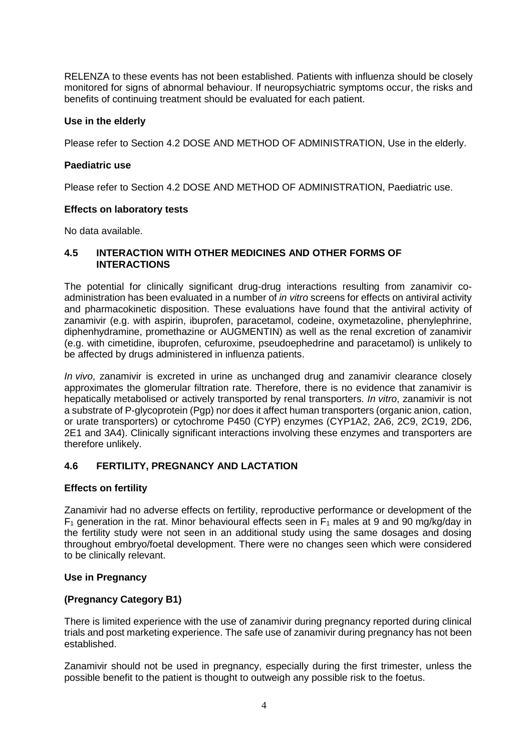RELENZA to these events has not been established. Patients with influenza should be closely monitored for signs of abnormal behaviour. If neuropsychiatric symptoms occur, the risks and benefits of continuing treatment should be evaluated for each patient.

**Use in the elderly**

Please refer to Section 4.2 DOSE AND METHOD OF ADMINISTRATION, Use in the elderly.

**Paediatric use**

Please refer to Section 4.2 DOSE AND METHOD OF ADMINISTRATION, Paediatric use.

**Effects on laboratory tests**

No data available.

## 4.5 INTERACTION WITH OTHER MEDICINES AND OTHER FORMS OF INTERACTIONS

The potential for clinically significant drug-drug interactions resulting from zanamivir co-administration has been evaluated in a number of *in vitro* screens for effects on antiviral activity and pharmacokinetic disposition. These evaluations have found that the antiviral activity of zanamivir (e.g. with aspirin, ibuprofen, paracetamol, codeine, oxymetazoline, phenylephrine, diphenhydramine, promethazine or AUGMENTIN) as well as the renal excretion of zanamivir (e.g. with cimetidine, ibuprofen, cefuroxime, pseudoephedrine and paracetamol) is unlikely to be affected by drugs administered in influenza patients.

*In vivo*, zanamivir is excreted in urine as unchanged drug and zanamivir clearance closely approximates the glomerular filtration rate. Therefore, there is no evidence that zanamivir is hepatically metabolised or actively transported by renal transporters. *In vitro*, zanamivir is not a substrate of P-glycoprotein (Pgp) nor does it affect human transporters (organic anion, cation, or urate transporters) or cytochrome P450 (CYP) enzymes (CYP1A2, 2A6, 2C9, 2C19, 2D6, 2E1 and 3A4). Clinically significant interactions involving these enzymes and transporters are therefore unlikely.

## 4.6 FERTILITY, PREGNANCY AND LACTATION

**Effects on fertility**

Zanamivir had no adverse effects on fertility, reproductive performance or development of the $F_1$ generation in the rat. Minor behavioural effects seen in $F_1$ males at 9 and 90 mg/kg/day in the fertility study were not seen in an additional study using the same dosages and dosing throughout embryo/foetal development. There were no changes seen which were considered to be clinically relevant.

**Use in Pregnancy**

**(Pregnancy Category B1)**

There is limited experience with the use of zanamivir during pregnancy reported during clinical trials and post marketing experience. The safe use of zanamivir during pregnancy has not been established.

Zanamivir should not be used in pregnancy, especially during the first trimester, unless the possible benefit to the patient is thought to outweigh any possible risk to the foetus.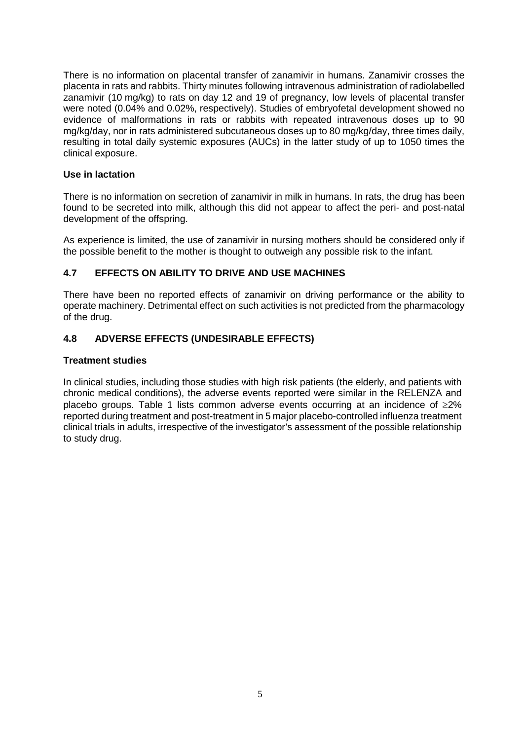There is no information on placental transfer of zanamivir in humans. Zanamivir crosses the placenta in rats and rabbits. Thirty minutes following intravenous administration of radiolabelled zanamivir (10 mg/kg) to rats on day 12 and 19 of pregnancy, low levels of placental transfer were noted (0.04% and 0.02%, respectively). Studies of embryofetal development showed no evidence of malformations in rats or rabbits with repeated intravenous doses up to 90 mg/kg/day, nor in rats administered subcutaneous doses up to 80 mg/kg/day, three times daily, resulting in total daily systemic exposures (AUCs) in the latter study of up to 1050 times the clinical exposure.

**Use in lactation**

There is no information on secretion of zanamivir in milk in humans. In rats, the drug has been found to be secreted into milk, although this did not appear to affect the peri- and post-natal development of the offspring.

As experience is limited, the use of zanamivir in nursing mothers should be considered only if the possible benefit to the mother is thought to outweigh any possible risk to the infant.

## 4.7 EFFECTS ON ABILITY TO DRIVE AND USE MACHINES

There have been no reported effects of zanamivir on driving performance or the ability to operate machinery. Detrimental effect on such activities is not predicted from the pharmacology of the drug.

## 4.8 ADVERSE EFFECTS (UNDESIRABLE EFFECTS)

**Treatment studies**

In clinical studies, including those studies with high risk patients (the elderly, and patients with chronic medical conditions), the adverse events reported were similar in the RELENZA and placebo groups. Table 1 lists common adverse events occurring at an incidence of $\geq$2% reported during treatment and post-treatment in 5 major placebo-controlled influenza treatment clinical trials in adults, irrespective of the investigator's assessment of the possible relationship to study drug.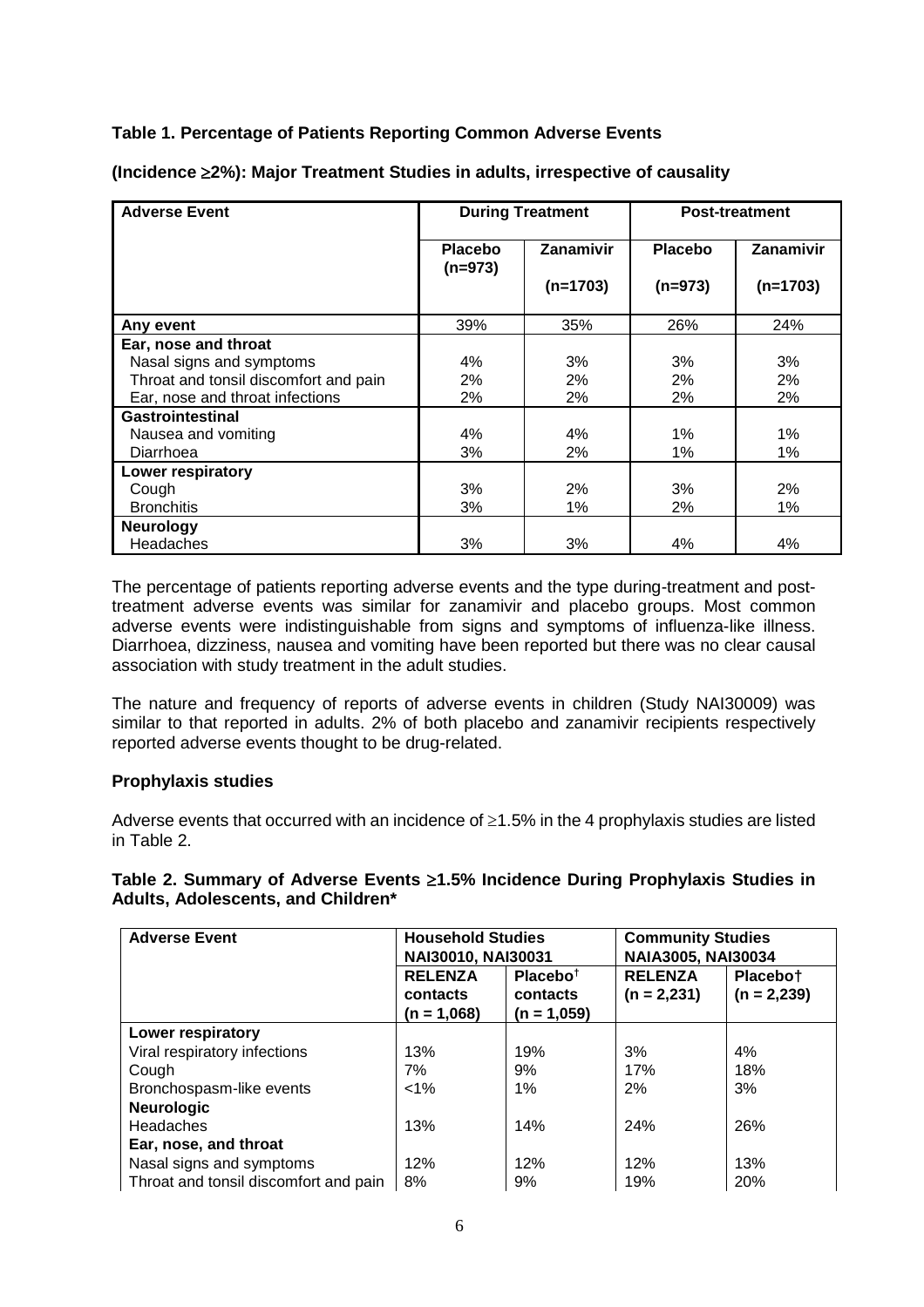**Table 1. Percentage of Patients Reporting Common Adverse Events**

**(Incidence ≥2%): Major Treatment Studies in adults, irrespective of causality**

| Adverse Event | During Treatment | | Post-treatment | |
|---|---|---|---|---|
| | Placebo (n=973) | Zanamivir (n=1703) | Placebo (n=973) | Zanamivir (n=1703) |
| **Any event** | 39% | 35% | 26% | 24% |
| **Ear, nose and throat** | | | | |
| Nasal signs and symptoms | 4% | 3% | 3% | 3% |
| Throat and tonsil discomfort and pain | 2% | 2% | 2% | 2% |
| Ear, nose and throat infections | 2% | 2% | 2% | 2% |
| **Gastrointestinal** | | | | |
| Nausea and vomiting | 4% | 4% | 1% | 1% |
| Diarrhoea | 3% | 2% | 1% | 1% |
| **Lower respiratory** | | | | |
| Cough | 3% | 2% | 3% | 2% |
| Bronchitis | 3% | 1% | 2% | 1% |
| **Neurology** | | | | |
| Headaches | 3% | 3% | 4% | 4% |

The percentage of patients reporting adverse events and the type during-treatment and post-treatment adverse events was similar for zanamivir and placebo groups. Most common adverse events were indistinguishable from signs and symptoms of influenza-like illness. Diarrhoea, dizziness, nausea and vomiting have been reported but there was no clear causal association with study treatment in the adult studies.

The nature and frequency of reports of adverse events in children (Study NAI30009) was similar to that reported in adults. 2% of both placebo and zanamivir recipients respectively reported adverse events thought to be drug-related.

### Prophylaxis studies

Adverse events that occurred with an incidence of ≥1.5% in the 4 prophylaxis studies are listed in Table 2.

**Table 2. Summary of Adverse Events ≥1.5% Incidence During Prophylaxis Studies in Adults, Adolescents, and Children***

| Adverse Event | Household Studies NAI30010, NAI30031 | | Community Studies NAIA3005, NAI30034 | |
|---|---|---|---|---|
| | RELENZA contacts (n = 1,068) | Placebo† contacts (n = 1,059) | RELENZA (n = 2,231) | Placebo† (n = 2,239) |
| **Lower respiratory** | | | | |
| Viral respiratory infections | 13% | 19% | 3% | 4% |
| Cough | 7% | 9% | 17% | 18% |
| Bronchospasm-like events | <1% | 1% | 2% | 3% |
| **Neurologic** | | | | |
| Headaches | 13% | 14% | 24% | 26% |
| **Ear, nose, and throat** | | | | |
| Nasal signs and symptoms | 12% | 12% | 12% | 13% |
| Throat and tonsil discomfort and pain | 8% | 9% | 19% | 20% |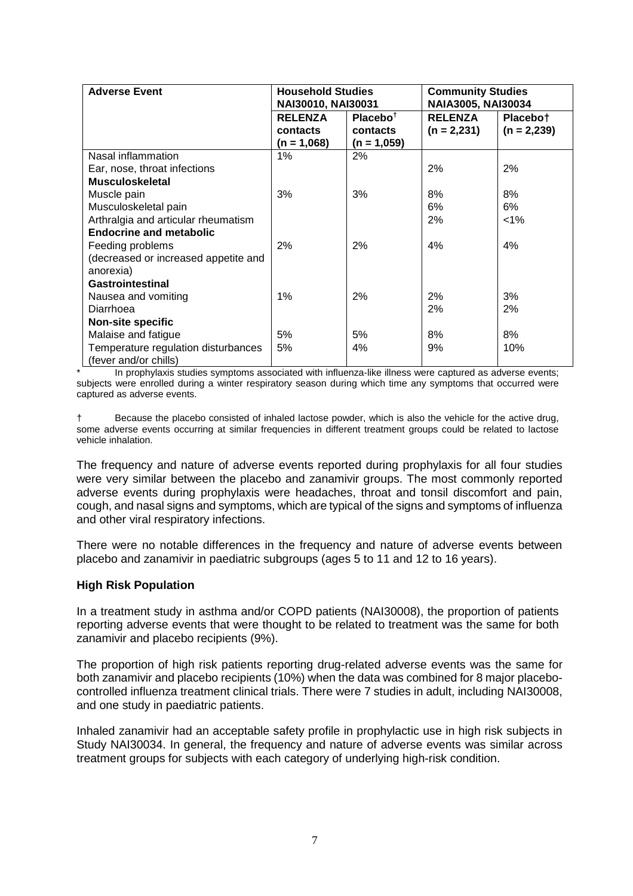| Adverse Event | Household Studies NAI30010, NAI30031 | | Community Studies NAIA3005, NAI30034 | |
|---|---|---|---|---|
| | RELENZA contacts (n = 1,068) | Placebo† contacts (n = 1,059) | RELENZA (n = 2,231) | Placebo† (n = 2,239) |
| Nasal inflammation | 1% | 2% | | |
| Ear, nose, throat infections | | | 2% | 2% |
| **Musculoskeletal** | | | | |
| Muscle pain | 3% | 3% | 8% | 8% |
| Musculoskeletal pain | | | 6% | 6% |
| Arthralgia and articular rheumatism | | | 2% | <1% |
| **Endocrine and metabolic** | | | | |
| Feeding problems (decreased or increased appetite and anorexia) | 2% | 2% | 4% | 4% |
| **Gastrointestinal** | | | | |
| Nausea and vomiting | 1% | 2% | 2% | 3% |
| Diarrhoea | | | 2% | 2% |
| **Non-site specific** | | | | |
| Malaise and fatigue | 5% | 5% | 8% | 8% |
| Temperature regulation disturbances (fever and/or chills) | 5% | 4% | 9% | 10% |

\* In prophylaxis studies symptoms associated with influenza-like illness were captured as adverse events; subjects were enrolled during a winter respiratory season during which time any symptoms that occurred were captured as adverse events.

† Because the placebo consisted of inhaled lactose powder, which is also the vehicle for the active drug, some adverse events occurring at similar frequencies in different treatment groups could be related to lactose vehicle inhalation.

The frequency and nature of adverse events reported during prophylaxis for all four studies were very similar between the placebo and zanamivir groups. The most commonly reported adverse events during prophylaxis were headaches, throat and tonsil discomfort and pain, cough, and nasal signs and symptoms, which are typical of the signs and symptoms of influenza and other viral respiratory infections.

There were no notable differences in the frequency and nature of adverse events between placebo and zanamivir in paediatric subgroups (ages 5 to 11 and 12 to 16 years).

**High Risk Population**

In a treatment study in asthma and/or COPD patients (NAI30008), the proportion of patients reporting adverse events that were thought to be related to treatment was the same for both zanamivir and placebo recipients (9%).

The proportion of high risk patients reporting drug-related adverse events was the same for both zanamivir and placebo recipients (10%) when the data was combined for 8 major placebo-controlled influenza treatment clinical trials. There were 7 studies in adult, including NAI30008, and one study in paediatric patients.

Inhaled zanamivir had an acceptable safety profile in prophylactic use in high risk subjects in Study NAI30034. In general, the frequency and nature of adverse events was similar across treatment groups for subjects with each category of underlying high-risk condition.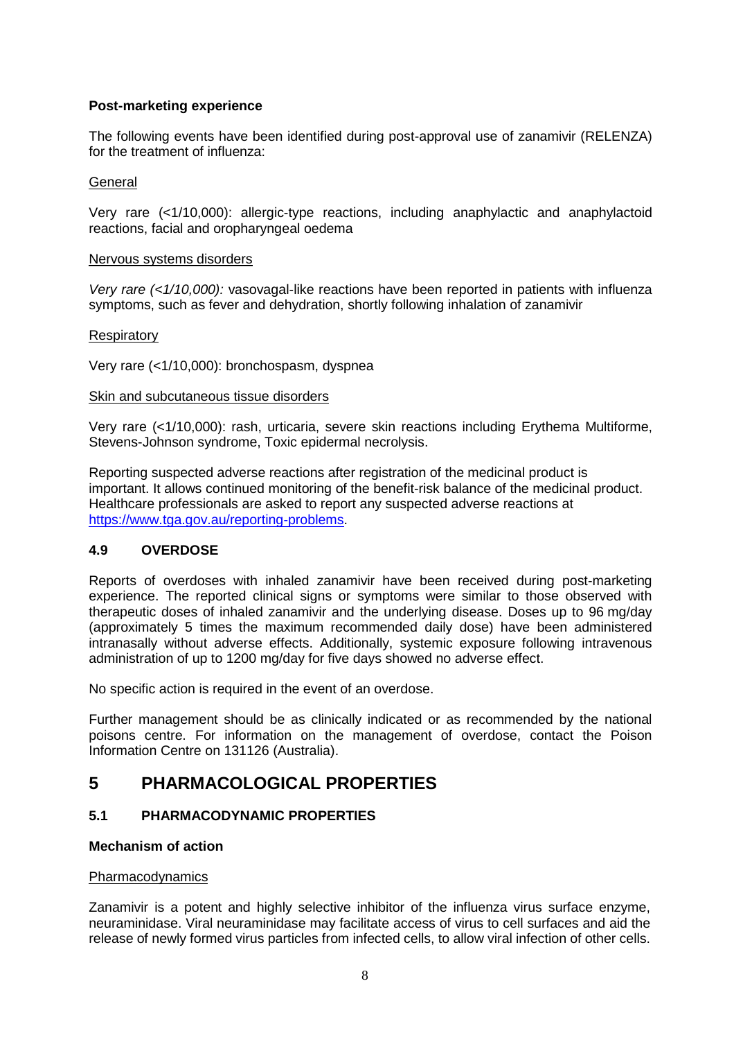**Post-marketing experience**

The following events have been identified during post-approval use of zanamivir (RELENZA) for the treatment of influenza:

General

Very rare (<1/10,000): allergic-type reactions, including anaphylactic and anaphylactoid reactions, facial and oropharyngeal oedema

Nervous systems disorders

*Very rare (<1/10,000):* vasovagal-like reactions have been reported in patients with influenza symptoms, such as fever and dehydration, shortly following inhalation of zanamivir

Respiratory

Very rare (<1/10,000): bronchospasm, dyspnea

Skin and subcutaneous tissue disorders

Very rare (<1/10,000): rash, urticaria, severe skin reactions including Erythema Multiforme, Stevens-Johnson syndrome, Toxic epidermal necrolysis.

Reporting suspected adverse reactions after registration of the medicinal product is important. It allows continued monitoring of the benefit-risk balance of the medicinal product. Healthcare professionals are asked to report any suspected adverse reactions at https://www.tga.gov.au/reporting-problems.

### 4.9 OVERDOSE

Reports of overdoses with inhaled zanamivir have been received during post-marketing experience. The reported clinical signs or symptoms were similar to those observed with therapeutic doses of inhaled zanamivir and the underlying disease. Doses up to 96 mg/day (approximately 5 times the maximum recommended daily dose) have been administered intranasally without adverse effects. Additionally, systemic exposure following intravenous administration of up to 1200 mg/day for five days showed no adverse effect.

No specific action is required in the event of an overdose.

Further management should be as clinically indicated or as recommended by the national poisons centre. For information on the management of overdose, contact the Poison Information Centre on 131126 (Australia).

## 5 PHARMACOLOGICAL PROPERTIES

### 5.1 PHARMACODYNAMIC PROPERTIES

**Mechanism of action**

Pharmacodynamics

Zanamivir is a potent and highly selective inhibitor of the influenza virus surface enzyme, neuraminidase. Viral neuraminidase may facilitate access of virus to cell surfaces and aid the release of newly formed virus particles from infected cells, to allow viral infection of other cells.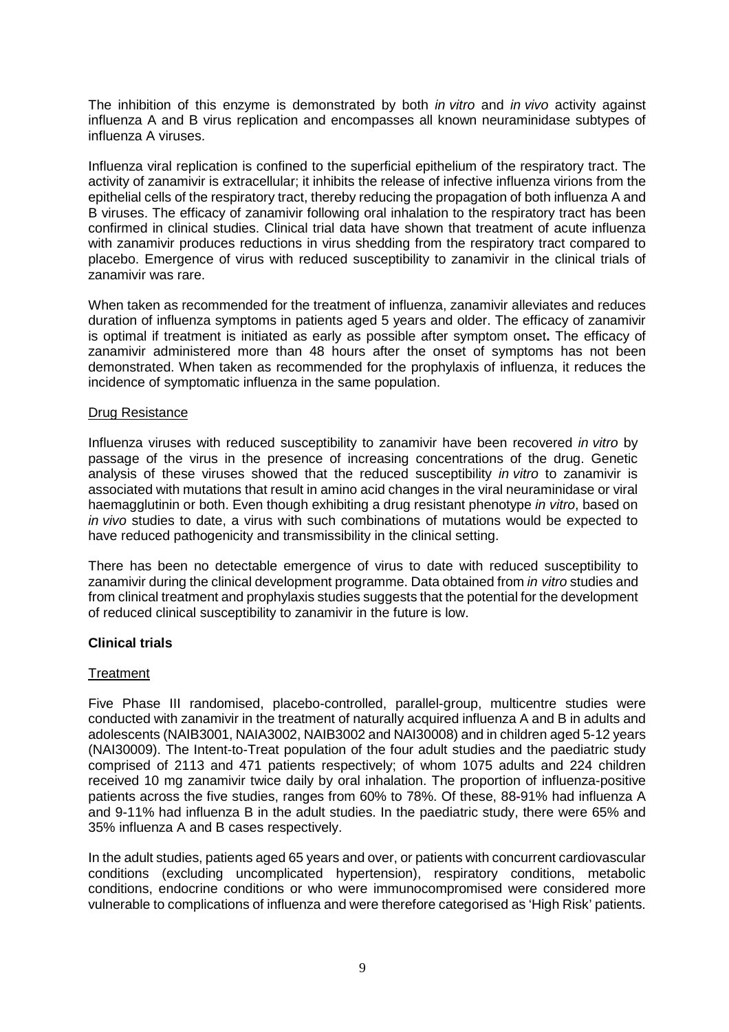The inhibition of this enzyme is demonstrated by both *in vitro* and *in vivo* activity against influenza A and B virus replication and encompasses all known neuraminidase subtypes of influenza A viruses.

Influenza viral replication is confined to the superficial epithelium of the respiratory tract. The activity of zanamivir is extracellular; it inhibits the release of infective influenza virions from the epithelial cells of the respiratory tract, thereby reducing the propagation of both influenza A and B viruses. The efficacy of zanamivir following oral inhalation to the respiratory tract has been confirmed in clinical studies. Clinical trial data have shown that treatment of acute influenza with zanamivir produces reductions in virus shedding from the respiratory tract compared to placebo. Emergence of virus with reduced susceptibility to zanamivir in the clinical trials of zanamivir was rare.

When taken as recommended for the treatment of influenza, zanamivir alleviates and reduces duration of influenza symptoms in patients aged 5 years and older. The efficacy of zanamivir is optimal if treatment is initiated as early as possible after symptom onset**.** The efficacy of zanamivir administered more than 48 hours after the onset of symptoms has not been demonstrated. When taken as recommended for the prophylaxis of influenza, it reduces the incidence of symptomatic influenza in the same population.

Drug Resistance

Influenza viruses with reduced susceptibility to zanamivir have been recovered *in vitro* by passage of the virus in the presence of increasing concentrations of the drug. Genetic analysis of these viruses showed that the reduced susceptibility *in vitro* to zanamivir is associated with mutations that result in amino acid changes in the viral neuraminidase or viral haemagglutinin or both. Even though exhibiting a drug resistant phenotype *in vitro*, based on *in vivo* studies to date, a virus with such combinations of mutations would be expected to have reduced pathogenicity and transmissibility in the clinical setting.

There has been no detectable emergence of virus to date with reduced susceptibility to zanamivir during the clinical development programme. Data obtained from *in vitro* studies and from clinical treatment and prophylaxis studies suggests that the potential for the development of reduced clinical susceptibility to zanamivir in the future is low.

**Clinical trials**

Treatment

Five Phase III randomised, placebo-controlled, parallel-group, multicentre studies were conducted with zanamivir in the treatment of naturally acquired influenza A and B in adults and adolescents (NAIB3001, NAIA3002, NAIB3002 and NAI30008) and in children aged 5-12 years (NAI30009). The Intent-to-Treat population of the four adult studies and the paediatric study comprised of 2113 and 471 patients respectively; of whom 1075 adults and 224 children received 10 mg zanamivir twice daily by oral inhalation. The proportion of influenza-positive patients across the five studies, ranges from 60% to 78%. Of these, 88-91% had influenza A and 9-11% had influenza B in the adult studies. In the paediatric study, there were 65% and 35% influenza A and B cases respectively.

In the adult studies, patients aged 65 years and over, or patients with concurrent cardiovascular conditions (excluding uncomplicated hypertension), respiratory conditions, metabolic conditions, endocrine conditions or who were immunocompromised were considered more vulnerable to complications of influenza and were therefore categorised as 'High Risk' patients.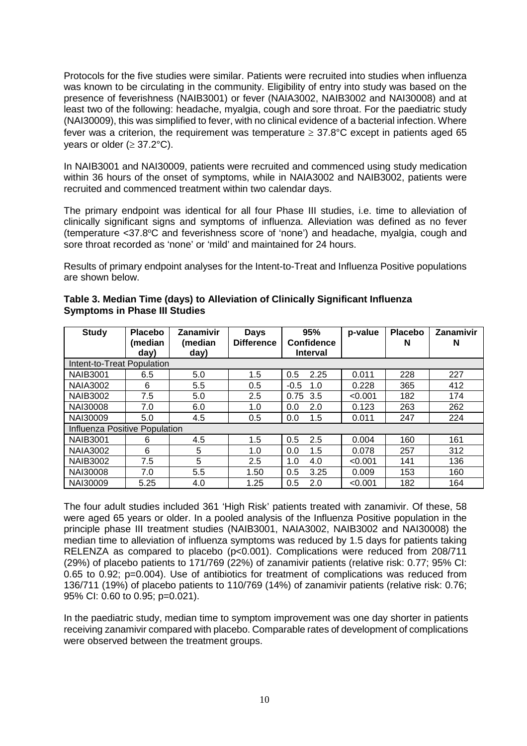Protocols for the five studies were similar. Patients were recruited into studies when influenza was known to be circulating in the community. Eligibility of entry into study was based on the presence of feverishness (NAIB3001) or fever (NAIA3002, NAIB3002 and NAI30008) and at least two of the following: headache, myalgia, cough and sore throat. For the paediatric study (NAI30009), this was simplified to fever, with no clinical evidence of a bacterial infection. Where fever was a criterion, the requirement was temperature $\geq$ 37.8°C except in patients aged 65 years or older ($\geq$ 37.2°C).

In NAIB3001 and NAI30009, patients were recruited and commenced using study medication within 36 hours of the onset of symptoms, while in NAIA3002 and NAIB3002, patients were recruited and commenced treatment within two calendar days.

The primary endpoint was identical for all four Phase III studies, i.e. time to alleviation of clinically significant signs and symptoms of influenza. Alleviation was defined as no fever (temperature <37.8ºC and feverishness score of 'none') and headache, myalgia, cough and sore throat recorded as 'none' or 'mild' and maintained for 24 hours.

Results of primary endpoint analyses for the Intent-to-Treat and Influenza Positive populations are shown below.

**Table 3. Median Time (days) to Alleviation of Clinically Significant Influenza Symptoms in Phase III Studies**

| Study | Placebo (median day) | Zanamivir (median day) | Days Difference | 95% Confidence Interval | | p-value | Placebo N | Zanamivir N |
|---|---|---|---|---|---|---|---|---|
| Intent-to-Treat Population | | | | | | | | |
| NAIB3001 | 6.5 | 5.0 | 1.5 | 0.5 | 2.25 | 0.011 | 228 | 227 |
| NAIA3002 | 6 | 5.5 | 0.5 | -0.5 | 1.0 | 0.228 | 365 | 412 |
| NAIB3002 | 7.5 | 5.0 | 2.5 | 0.75 | 3.5 | <0.001 | 182 | 174 |
| NAI30008 | 7.0 | 6.0 | 1.0 | 0.0 | 2.0 | 0.123 | 263 | 262 |
| NAI30009 | 5.0 | 4.5 | 0.5 | 0.0 | 1.5 | 0.011 | 247 | 224 |
| Influenza Positive Population | | | | | | | | |
| NAIB3001 | 6 | 4.5 | 1.5 | 0.5 | 2.5 | 0.004 | 160 | 161 |
| NAIA3002 | 6 | 5 | 1.0 | 0.0 | 1.5 | 0.078 | 257 | 312 |
| NAIB3002 | 7.5 | 5 | 2.5 | 1.0 | 4.0 | <0.001 | 141 | 136 |
| NAI30008 | 7.0 | 5.5 | 1.50 | 0.5 | 3.25 | 0.009 | 153 | 160 |
| NAI30009 | 5.25 | 4.0 | 1.25 | 0.5 | 2.0 | <0.001 | 182 | 164 |

The four adult studies included 361 'High Risk' patients treated with zanamivir. Of these, 58 were aged 65 years or older. In a pooled analysis of the Influenza Positive population in the principle phase III treatment studies (NAIB3001, NAIA3002, NAIB3002 and NAI30008) the median time to alleviation of influenza symptoms was reduced by 1.5 days for patients taking RELENZA as compared to placebo (p<0.001). Complications were reduced from 208/711 (29%) of placebo patients to 171/769 (22%) of zanamivir patients (relative risk: 0.77; 95% CI: 0.65 to 0.92; p=0.004). Use of antibiotics for treatment of complications was reduced from 136/711 (19%) of placebo patients to 110/769 (14%) of zanamivir patients (relative risk: 0.76; 95% CI: 0.60 to 0.95; p=0.021).

In the paediatric study, median time to symptom improvement was one day shorter in patients receiving zanamivir compared with placebo. Comparable rates of development of complications were observed between the treatment groups.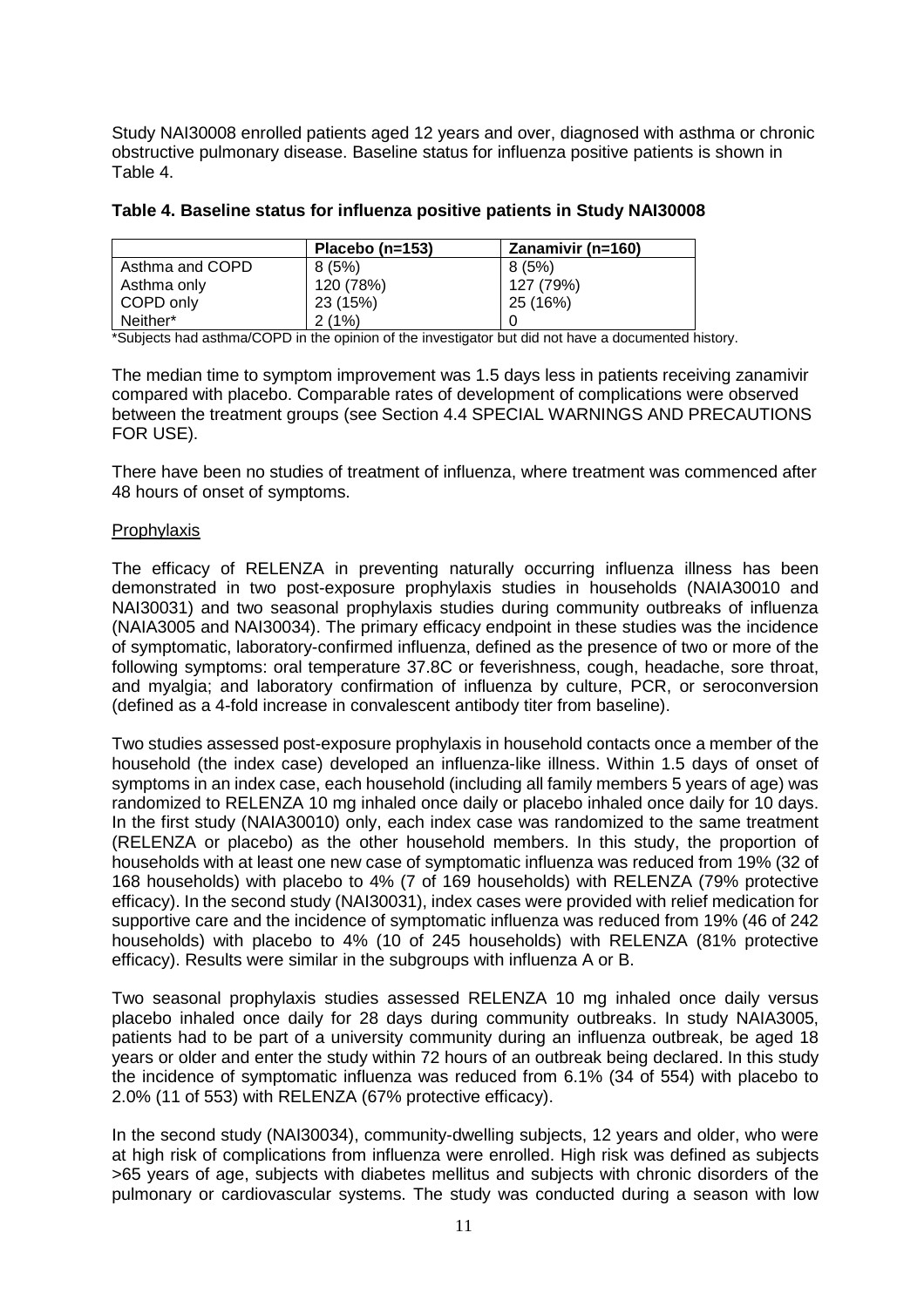Study NAI30008 enrolled patients aged 12 years and over, diagnosed with asthma or chronic obstructive pulmonary disease. Baseline status for influenza positive patients is shown in Table 4.

**Table 4. Baseline status for influenza positive patients in Study NAI30008**

| | Placebo (n=153) | Zanamivir (n=160) |
|---|---|---|
| Asthma and COPD | 8 (5%) | 8 (5%) |
| Asthma only | 120 (78%) | 127 (79%) |
| COPD only | 23 (15%) | 25 (16%) |
| Neither* | 2 (1%) | 0 |

*Subjects had asthma/COPD in the opinion of the investigator but did not have a documented history.

The median time to symptom improvement was 1.5 days less in patients receiving zanamivir compared with placebo. Comparable rates of development of complications were observed between the treatment groups (see Section 4.4 SPECIAL WARNINGS AND PRECAUTIONS FOR USE).

There have been no studies of treatment of influenza, where treatment was commenced after 48 hours of onset of symptoms.

Prophylaxis

The efficacy of RELENZA in preventing naturally occurring influenza illness has been demonstrated in two post-exposure prophylaxis studies in households (NAIA30010 and NAI30031) and two seasonal prophylaxis studies during community outbreaks of influenza (NAIA3005 and NAI30034). The primary efficacy endpoint in these studies was the incidence of symptomatic, laboratory-confirmed influenza, defined as the presence of two or more of the following symptoms: oral temperature 37.8C or feverishness, cough, headache, sore throat, and myalgia; and laboratory confirmation of influenza by culture, PCR, or seroconversion (defined as a 4-fold increase in convalescent antibody titer from baseline).

Two studies assessed post-exposure prophylaxis in household contacts once a member of the household (the index case) developed an influenza-like illness. Within 1.5 days of onset of symptoms in an index case, each household (including all family members 5 years of age) was randomized to RELENZA 10 mg inhaled once daily or placebo inhaled once daily for 10 days. In the first study (NAIA30010) only, each index case was randomized to the same treatment (RELENZA or placebo) as the other household members. In this study, the proportion of households with at least one new case of symptomatic influenza was reduced from 19% (32 of 168 households) with placebo to 4% (7 of 169 households) with RELENZA (79% protective efficacy). In the second study (NAI30031), index cases were provided with relief medication for supportive care and the incidence of symptomatic influenza was reduced from 19% (46 of 242 households) with placebo to 4% (10 of 245 households) with RELENZA (81% protective efficacy). Results were similar in the subgroups with influenza A or B.

Two seasonal prophylaxis studies assessed RELENZA 10 mg inhaled once daily versus placebo inhaled once daily for 28 days during community outbreaks. In study NAIA3005, patients had to be part of a university community during an influenza outbreak, be aged 18 years or older and enter the study within 72 hours of an outbreak being declared. In this study the incidence of symptomatic influenza was reduced from 6.1% (34 of 554) with placebo to 2.0% (11 of 553) with RELENZA (67% protective efficacy).

In the second study (NAI30034), community-dwelling subjects, 12 years and older, who were at high risk of complications from influenza were enrolled. High risk was defined as subjects >65 years of age, subjects with diabetes mellitus and subjects with chronic disorders of the pulmonary or cardiovascular systems. The study was conducted during a season with low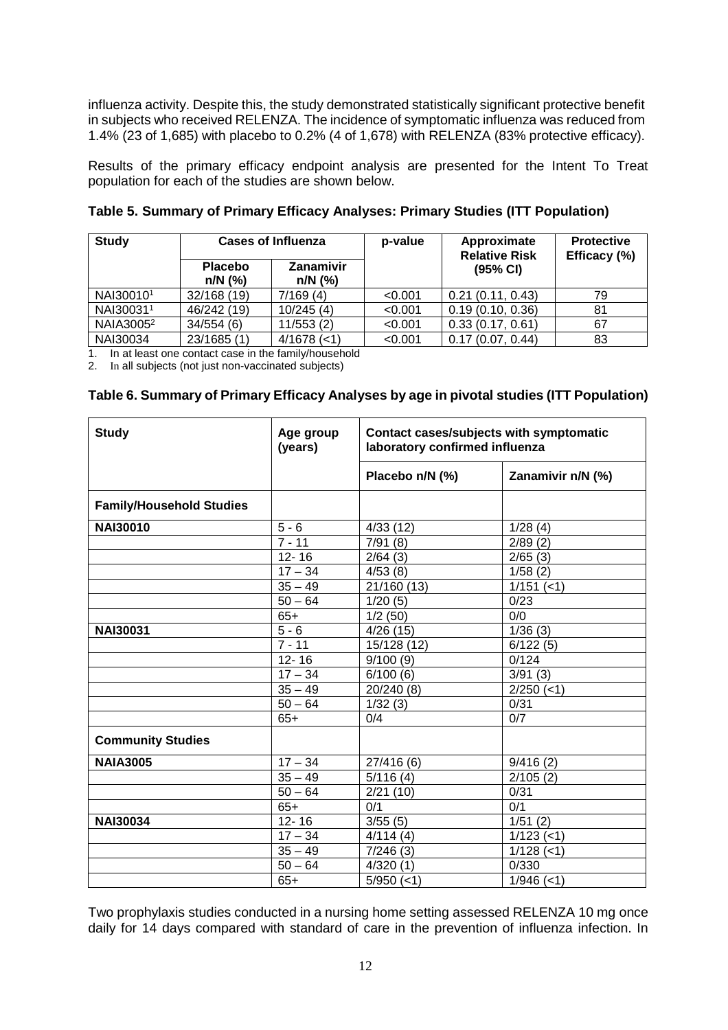influenza activity. Despite this, the study demonstrated statistically significant protective benefit in subjects who received RELENZA. The incidence of symptomatic influenza was reduced from 1.4% (23 of 1,685) with placebo to 0.2% (4 of 1,678) with RELENZA (83% protective efficacy).

Results of the primary efficacy endpoint analysis are presented for the Intent To Treat population for each of the studies are shown below.

**Table 5. Summary of Primary Efficacy Analyses: Primary Studies (ITT Population)**

| Study | Cases of Influenza | | p-value | Approximate Relative Risk (95% CI) | Protective Efficacy (%) |
|---|---|---|---|---|---|
| | Placebo n/N (%) | Zanamivir n/N (%) | | | |
| NAI30010[1] | 32/168 (19) | 7/169 (4) | <0.001 | 0.21 (0.11, 0.43) | 79 |
| NAI30031[1] | 46/242 (19) | 10/245 (4) | <0.001 | 0.19 (0.10, 0.36) | 81 |
| NAIA3005[2] | 34/554 (6) | 11/553 (2) | <0.001 | 0.33 (0.17, 0.61) | 67 |
| NAI30034 | 23/1685 (1) | 4/1678 (<1) | <0.001 | 0.17 (0.07, 0.44) | 83 |

1. In at least one contact case in the family/household
2. In all subjects (not just non-vaccinated subjects)

**Table 6. Summary of Primary Efficacy Analyses by age in pivotal studies (ITT Population)**

| Study | Age group (years) | Contact cases/subjects with symptomatic laboratory confirmed influenza | |
|---|---|---|---|
| | | Placebo n/N (%) | Zanamivir n/N (%) |
| **Family/Household Studies** | | | |
| **NAI30010** | 5 - 6 | 4/33 (12) | 1/28 (4) |
| | 7 - 11 | 7/91 (8) | 2/89 (2) |
| | 12- 16 | 2/64 (3) | 2/65 (3) |
| | 17 – 34 | 4/53 (8) | 1/58 (2) |
| | 35 – 49 | 21/160 (13) | 1/151 (<1) |
| | 50 – 64 | 1/20 (5) | 0/23 |
| | 65+ | 1/2 (50) | 0/0 |
| **NAI30031** | 5 - 6 | 4/26 (15) | 1/36 (3) |
| | 7 - 11 | 15/128 (12) | 6/122 (5) |
| | 12- 16 | 9/100 (9) | 0/124 |
| | 17 – 34 | 6/100 (6) | 3/91 (3) |
| | 35 – 49 | 20/240 (8) | 2/250 (<1) |
| | 50 – 64 | 1/32 (3) | 0/31 |
| | 65+ | 0/4 | 0/7 |
| **Community Studies** | | | |
| **NAIA3005** | 17 – 34 | 27/416 (6) | 9/416 (2) |
| | 35 – 49 | 5/116 (4) | 2/105 (2) |
| | 50 – 64 | 2/21 (10) | 0/31 |
| | 65+ | 0/1 | 0/1 |
| **NAI30034** | 12- 16 | 3/55 (5) | 1/51 (2) |
| | 17 – 34 | 4/114 (4) | 1/123 (<1) |
| | 35 – 49 | 7/246 (3) | 1/128 (<1) |
| | 50 – 64 | 4/320 (1) | 0/330 |
| | 65+ | 5/950 (<1) | 1/946 (<1) |

Two prophylaxis studies conducted in a nursing home setting assessed RELENZA 10 mg once daily for 14 days compared with standard of care in the prevention of influenza infection. In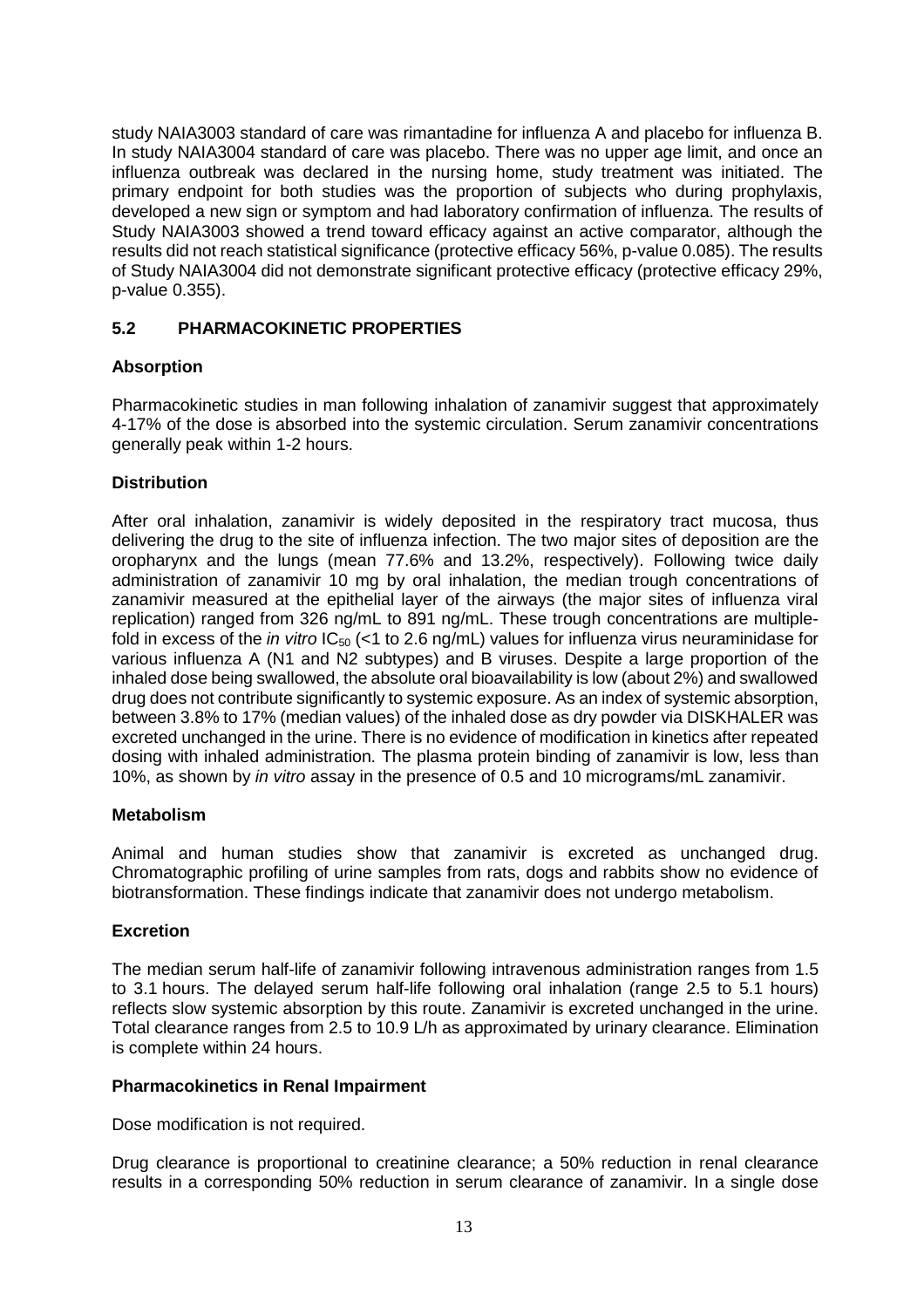study NAIA3003 standard of care was rimantadine for influenza A and placebo for influenza B. In study NAIA3004 standard of care was placebo. There was no upper age limit, and once an influenza outbreak was declared in the nursing home, study treatment was initiated. The primary endpoint for both studies was the proportion of subjects who during prophylaxis, developed a new sign or symptom and had laboratory confirmation of influenza. The results of Study NAIA3003 showed a trend toward efficacy against an active comparator, although the results did not reach statistical significance (protective efficacy 56%, p-value 0.085). The results of Study NAIA3004 did not demonstrate significant protective efficacy (protective efficacy 29%, p-value 0.355).

## 5.2 PHARMACOKINETIC PROPERTIES

### Absorption

Pharmacokinetic studies in man following inhalation of zanamivir suggest that approximately 4-17% of the dose is absorbed into the systemic circulation. Serum zanamivir concentrations generally peak within 1-2 hours.

### Distribution

After oral inhalation, zanamivir is widely deposited in the respiratory tract mucosa, thus delivering the drug to the site of influenza infection. The two major sites of deposition are the oropharynx and the lungs (mean 77.6% and 13.2%, respectively). Following twice daily administration of zanamivir 10 mg by oral inhalation, the median trough concentrations of zanamivir measured at the epithelial layer of the airways (the major sites of influenza viral replication) ranged from 326 ng/mL to 891 ng/mL. These trough concentrations are multiple-fold in excess of the *in vitro* $IC_{50}$ (<1 to 2.6 ng/mL) values for influenza virus neuraminidase for various influenza A (N1 and N2 subtypes) and B viruses. Despite a large proportion of the inhaled dose being swallowed, the absolute oral bioavailability is low (about 2%) and swallowed drug does not contribute significantly to systemic exposure. As an index of systemic absorption, between 3.8% to 17% (median values) of the inhaled dose as dry powder via DISKHALER was excreted unchanged in the urine. There is no evidence of modification in kinetics after repeated dosing with inhaled administration. The plasma protein binding of zanamivir is low, less than 10%, as shown by *in vitro* assay in the presence of 0.5 and 10 micrograms/mL zanamivir.

### Metabolism

Animal and human studies show that zanamivir is excreted as unchanged drug. Chromatographic profiling of urine samples from rats, dogs and rabbits show no evidence of biotransformation. These findings indicate that zanamivir does not undergo metabolism.

### Excretion

The median serum half-life of zanamivir following intravenous administration ranges from 1.5 to 3.1 hours. The delayed serum half-life following oral inhalation (range 2.5 to 5.1 hours) reflects slow systemic absorption by this route. Zanamivir is excreted unchanged in the urine. Total clearance ranges from 2.5 to 10.9 L/h as approximated by urinary clearance. Elimination is complete within 24 hours.

### Pharmacokinetics in Renal Impairment

Dose modification is not required.

Drug clearance is proportional to creatinine clearance; a 50% reduction in renal clearance results in a corresponding 50% reduction in serum clearance of zanamivir. In a single dose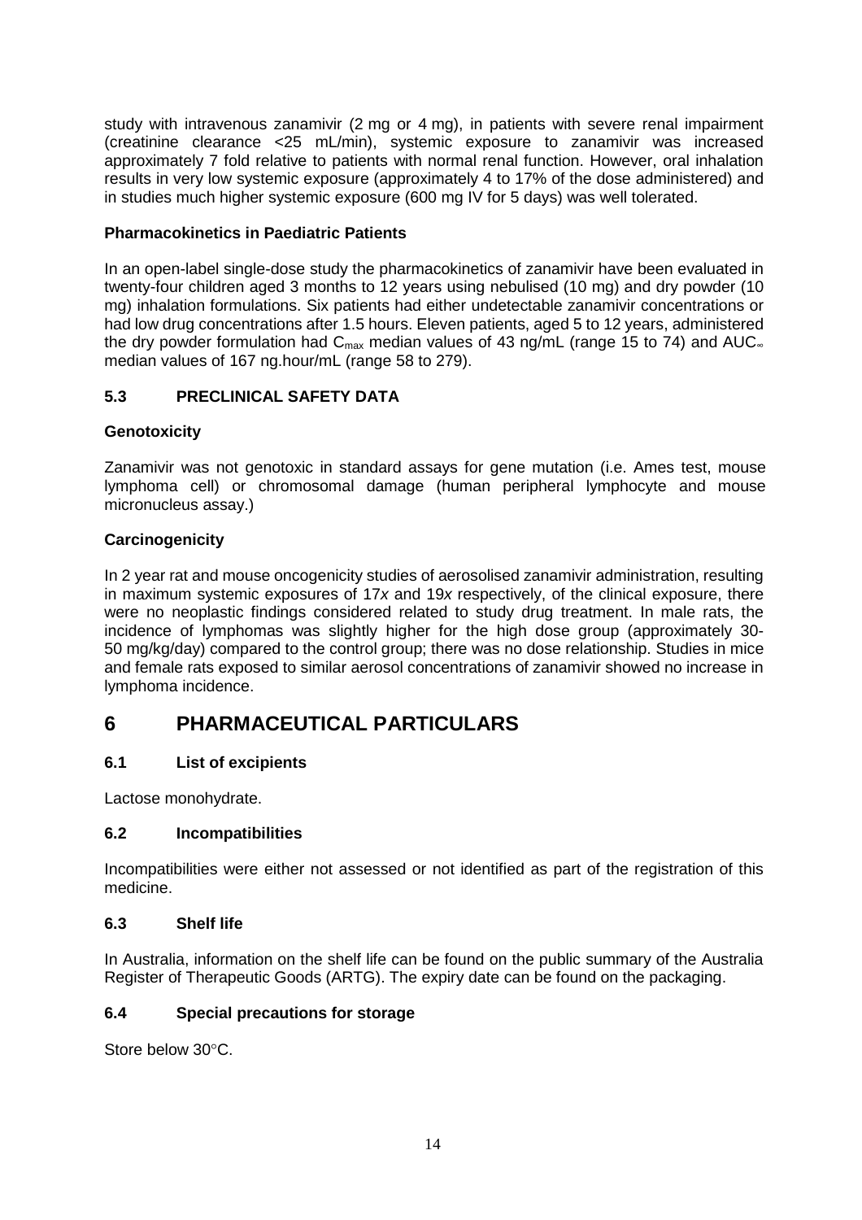study with intravenous zanamivir (2 mg or 4 mg), in patients with severe renal impairment (creatinine clearance <25 mL/min), systemic exposure to zanamivir was increased approximately 7 fold relative to patients with normal renal function. However, oral inhalation results in very low systemic exposure (approximately 4 to 17% of the dose administered) and in studies much higher systemic exposure (600 mg IV for 5 days) was well tolerated.

**Pharmacokinetics in Paediatric Patients**

In an open-label single-dose study the pharmacokinetics of zanamivir have been evaluated in twenty-four children aged 3 months to 12 years using nebulised (10 mg) and dry powder (10 mg) inhalation formulations. Six patients had either undetectable zanamivir concentrations or had low drug concentrations after 1.5 hours. Eleven patients, aged 5 to 12 years, administered the dry powder formulation had $C_{max}$ median values of 43 ng/mL (range 15 to 74) and $AUC_{\infty}$ median values of 167 ng.hour/mL (range 58 to 279).

### 5.3 PRECLINICAL SAFETY DATA

**Genotoxicity**

Zanamivir was not genotoxic in standard assays for gene mutation (i.e. Ames test, mouse lymphoma cell) or chromosomal damage (human peripheral lymphocyte and mouse micronucleus assay.)

**Carcinogenicity**

In 2 year rat and mouse oncogenicity studies of aerosolised zanamivir administration, resulting in maximum systemic exposures of 17*x* and 19*x* respectively, of the clinical exposure, there were no neoplastic findings considered related to study drug treatment. In male rats, the incidence of lymphomas was slightly higher for the high dose group (approximately 30-50 mg/kg/day) compared to the control group; there was no dose relationship. Studies in mice and female rats exposed to similar aerosol concentrations of zanamivir showed no increase in lymphoma incidence.

## 6 PHARMACEUTICAL PARTICULARS

### 6.1 List of excipients

Lactose monohydrate.

### 6.2 Incompatibilities

Incompatibilities were either not assessed or not identified as part of the registration of this medicine.

### 6.3 Shelf life

In Australia, information on the shelf life can be found on the public summary of the Australia Register of Therapeutic Goods (ARTG). The expiry date can be found on the packaging.

### 6.4 Special precautions for storage

Store below 30°C.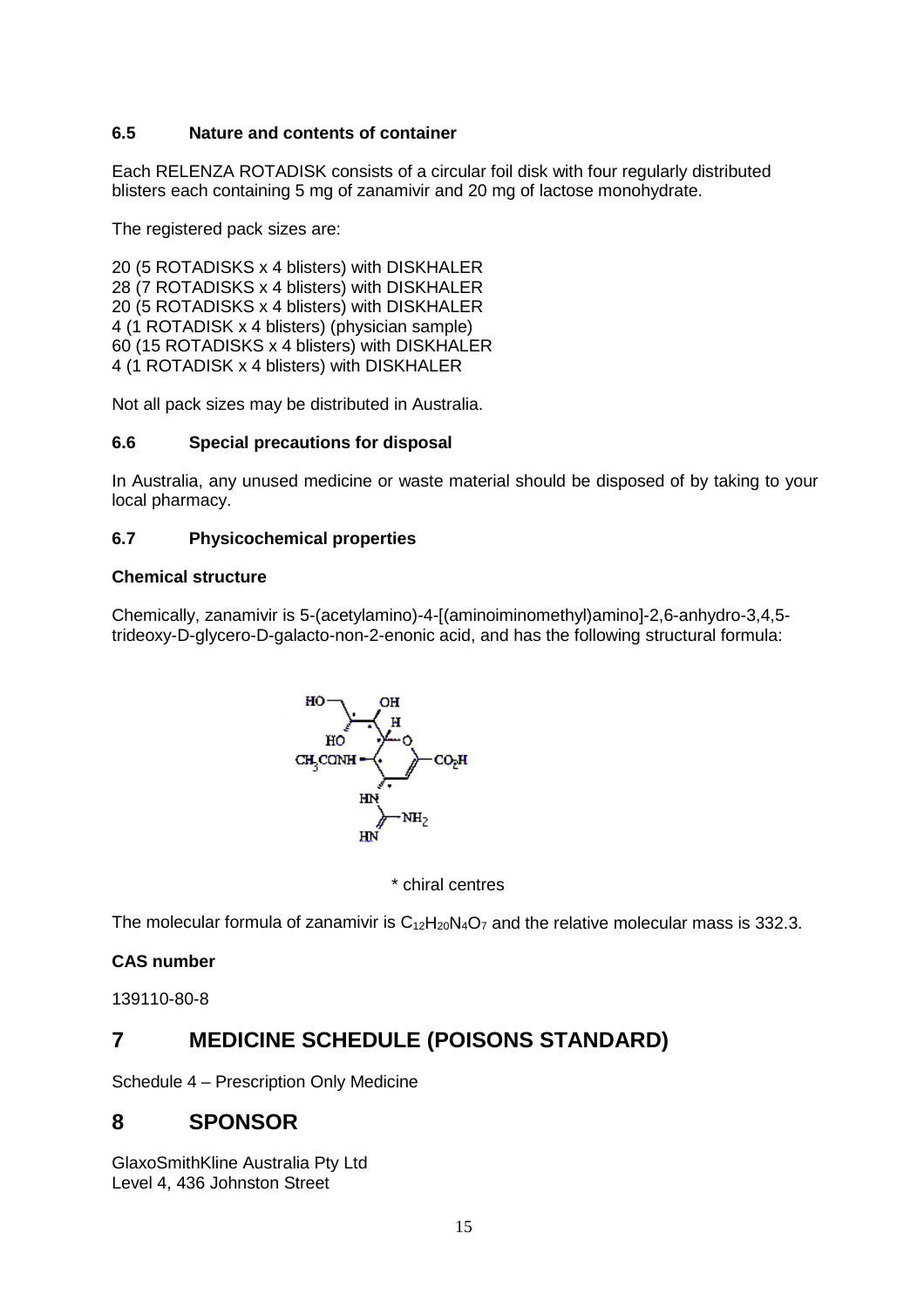### 6.5 Nature and contents of container

Each RELENZA ROTADISK consists of a circular foil disk with four regularly distributed blisters each containing 5 mg of zanamivir and 20 mg of lactose monohydrate.

The registered pack sizes are:

20 (5 ROTADISKS x 4 blisters) with DISKHALER
28 (7 ROTADISKS x 4 blisters) with DISKHALER
20 (5 ROTADISKS x 4 blisters) with DISKHALER
4 (1 ROTADISK x 4 blisters) (physician sample)
60 (15 ROTADISKS x 4 blisters) with DISKHALER
4 (1 ROTADISK x 4 blisters) with DISKHALER

Not all pack sizes may be distributed in Australia.

### 6.6 Special precautions for disposal

In Australia, any unused medicine or waste material should be disposed of by taking to your local pharmacy.

### 6.7 Physicochemical properties

**Chemical structure**

Chemically, zanamivir is 5-(acetylamino)-4-[(aminoiminomethyl)amino]-2,6-anhydro-3,4,5-trideoxy-D-glycero-D-galacto-non-2-enonic acid, and has the following structural formula:

\* chiral centres

The molecular formula of zanamivir is $C_{12}H_{20}N_4O_7$ and the relative molecular mass is 332.3.

**CAS number**

139110-80-8

## 7 MEDICINE SCHEDULE (POISONS STANDARD)

Schedule 4 – Prescription Only Medicine

## 8 SPONSOR

GlaxoSmithKline Australia Pty Ltd
Level 4, 436 Johnston Street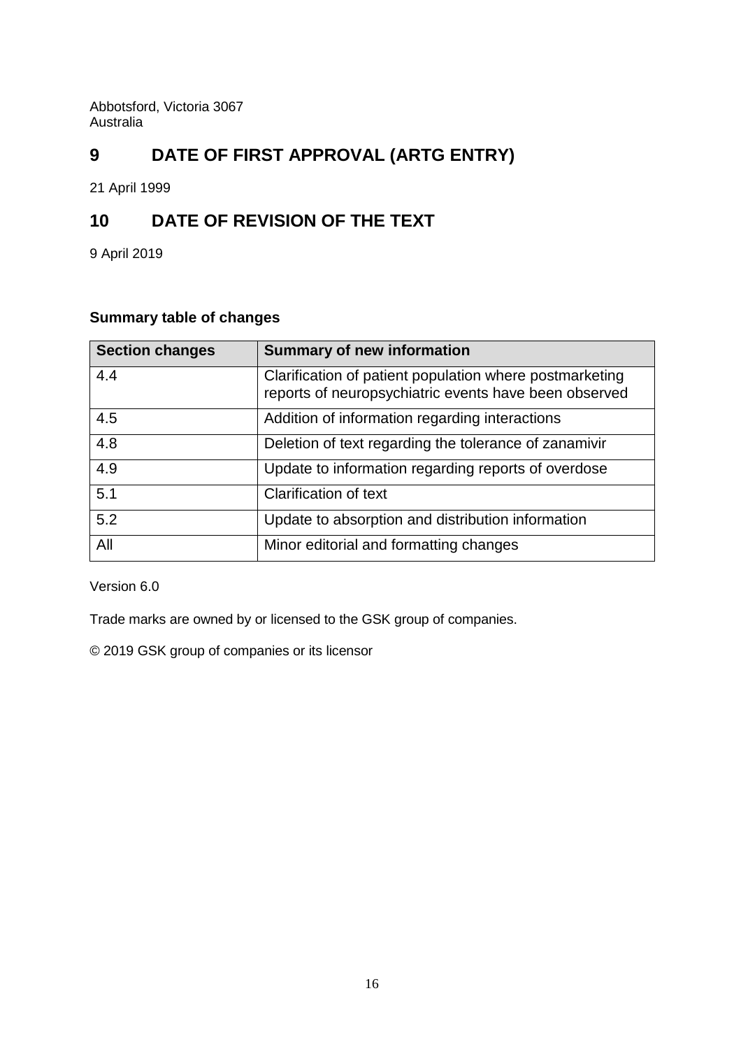Abbotsford, Victoria 3067
Australia

# 9 DATE OF FIRST APPROVAL (ARTG ENTRY)

21 April 1999

# 10 DATE OF REVISION OF THE TEXT

9 April 2019

**Summary table of changes**

| Section changes | Summary of new information |
|---|---|
| 4.4 | Clarification of patient population where postmarketing reports of neuropsychiatric events have been observed |
| 4.5 | Addition of information regarding interactions |
| 4.8 | Deletion of text regarding the tolerance of zanamivir |
| 4.9 | Update to information regarding reports of overdose |
| 5.1 | Clarification of text |
| 5.2 | Update to absorption and distribution information |
| All | Minor editorial and formatting changes |

Version 6.0

Trade marks are owned by or licensed to the GSK group of companies.

© 2019 GSK group of companies or its licensor